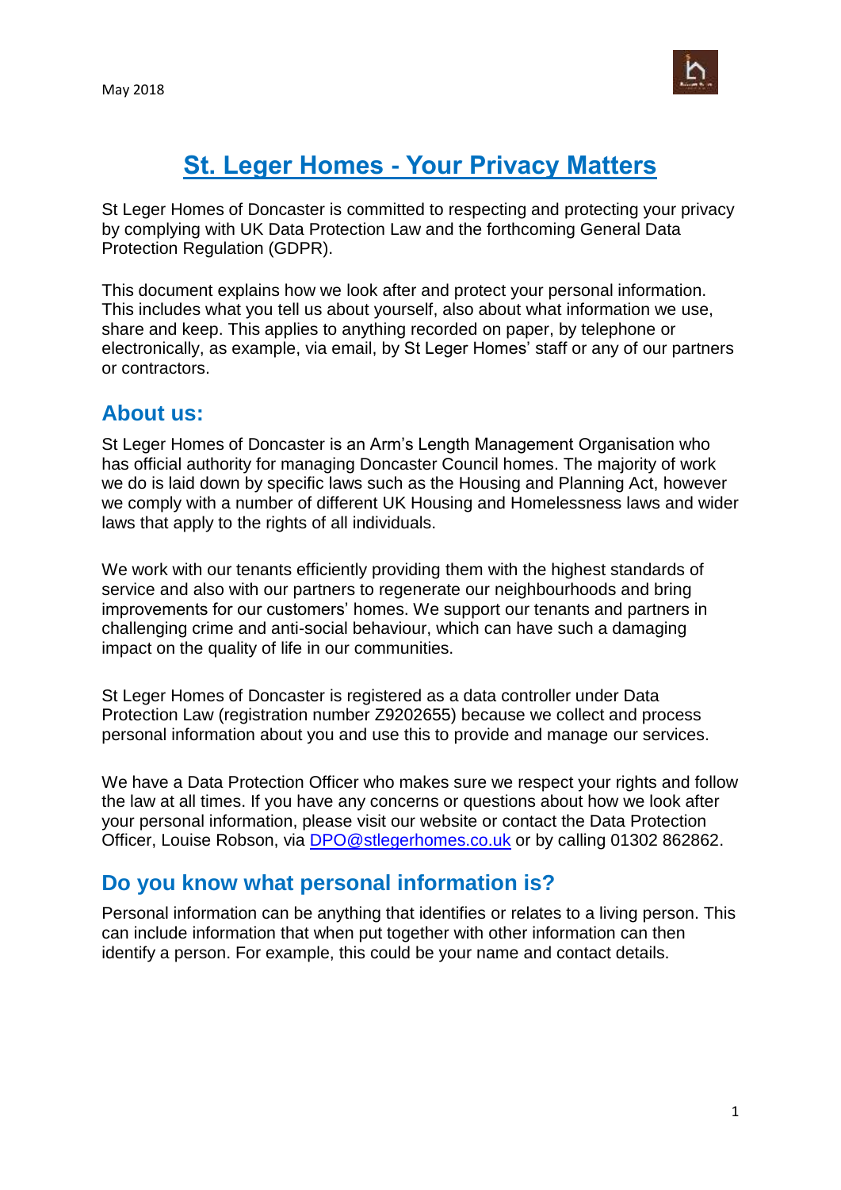May 2018

# St. Leger Homes - Your Privacy Matters

St Leger Homes of Doncaster is committed to respecting and protecting your privacy by complying with UK Data Protection Law and the forthcoming General Data Protection Regulation (GDPR).

This document explains how we look after and protect your personal information. This includes what you tell us about yourself, also about what information we use, share and keep. This applies to anything recorded on paper, by telephone or electronically, as example, via email, by St Leger Homes' staff or any of our partners or contractors.

## About us:

St Leger Homes of Doncaster is an Arm's Length Management Organisation who has official authority for managing Doncaster Council homes. The majority of work we do is laid down by specific laws such as the Housing and Planning Act, however we comply with a number of different UK Housing and Homelessness laws and wider laws that apply to the rights of all individuals.

We work with our tenants efficiently providing them with the highest standards of service and also with our partners to regenerate our neighbourhoods and bring improvements for our customers' homes. We support our tenants and partners in challenging crime and anti-social behaviour, which can have such a damaging impact on the quality of life in our communities.

St Leger Homes of Doncaster is registered as a data controller under Data Protection Law (registration number Z9202655) because we collect and process personal information about you and use this to provide and manage our services.

We have a Data Protection Officer who makes sure we respect your rights and follow the law at all times. If you have any concerns or questions about how we look after your personal information, please visit our website or contact the Data Protection Officer, Louise Robson, via DPO@stlegerhomes.co.uk or by calling 01302 862862.

## Do you know what personal information is?

Personal information can be anything that identifies or relates to a living person. This can include information that when put together with other information can then identify a person. For example, this could be your name and contact details.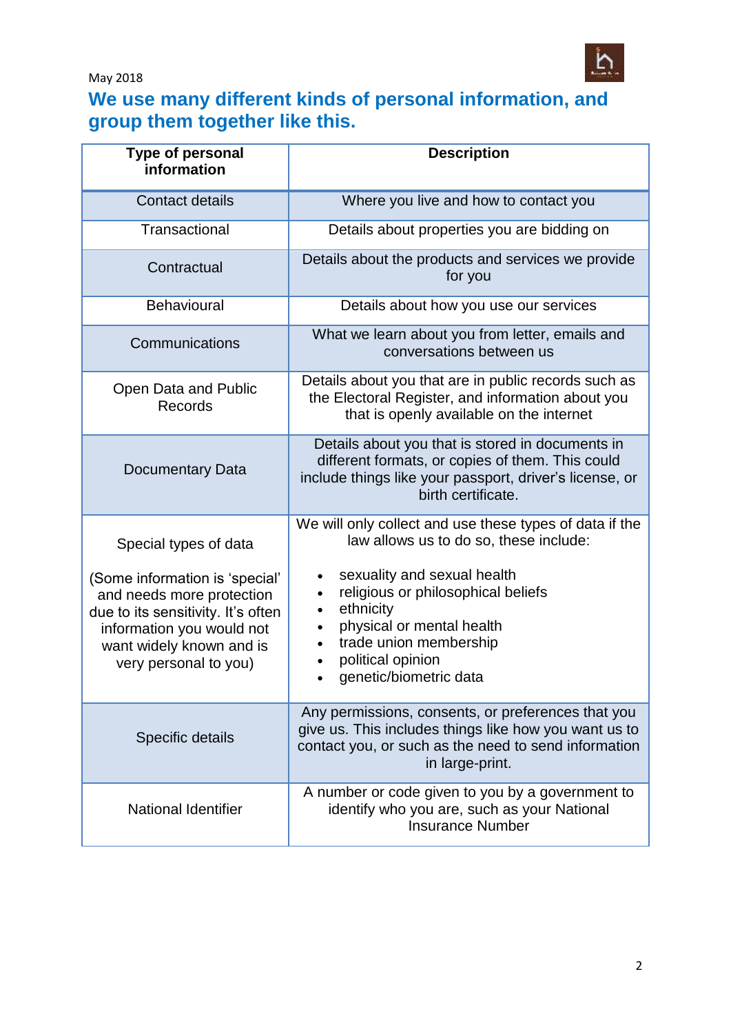May 2018

## We use many different kinds of personal information, and group them together like this.

| Type of personal information | Description |
|---|---|
| Contact details | Where you live and how to contact you |
| Transactional | Details about properties you are bidding on |
| Contractual | Details about the products and services we provide for you |
| Behavioural | Details about how you use our services |
| Communications | What we learn about you from letter, emails and conversations between us |
| Open Data and Public Records | Details about you that are in public records such as the Electoral Register, and information about you that is openly available on the internet |
| Documentary Data | Details about you that is stored in documents in different formats, or copies of them. This could include things like your passport, driver's license, or birth certificate. |
| Special types of data<br><br>(Some information is 'special' and needs more protection due to its sensitivity. It's often information you would not want widely known and is very personal to you) | We will only collect and use these types of data if the law allows us to do so, these include:<br><br>• sexuality and sexual health<br>• religious or philosophical beliefs<br>• ethnicity<br>• physical or mental health<br>• trade union membership<br>• political opinion<br>• genetic/biometric data |
| Specific details | Any permissions, consents, or preferences that you give us. This includes things like how you want us to contact you, or such as the need to send information in large-print. |
| National Identifier | A number or code given to you by a government to identify who you are, such as your National Insurance Number |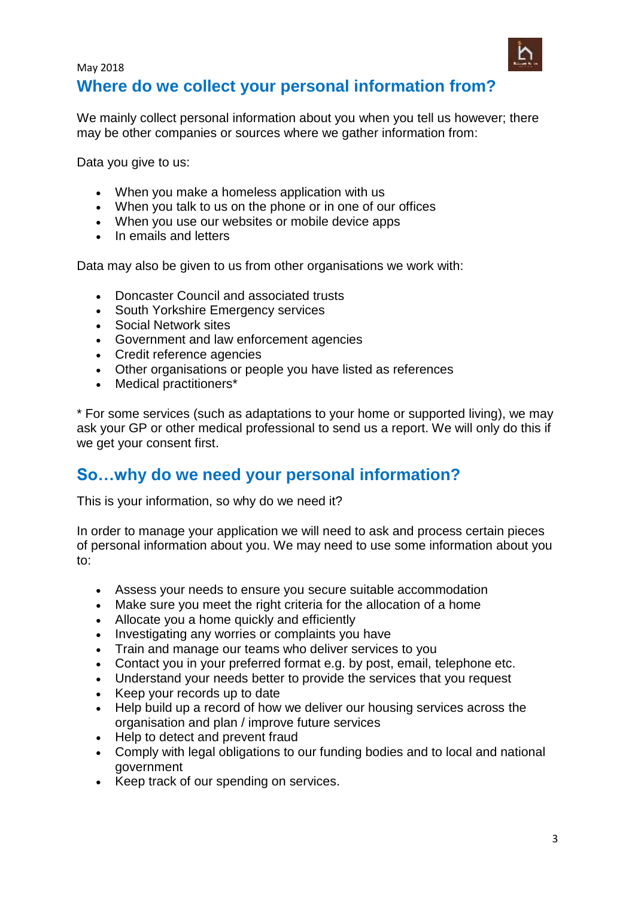May 2018

## Where do we collect your personal information from?

We mainly collect personal information about you when you tell us however; there may be other companies or sources where we gather information from:

Data you give to us:

- When you make a homeless application with us
- When you talk to us on the phone or in one of our offices
- When you use our websites or mobile device apps
- In emails and letters

Data may also be given to us from other organisations we work with:

- Doncaster Council and associated trusts
- South Yorkshire Emergency services
- Social Network sites
- Government and law enforcement agencies
- Credit reference agencies
- Other organisations or people you have listed as references
- Medical practitioners*

* For some services (such as adaptations to your home or supported living), we may ask your GP or other medical professional to send us a report. We will only do this if we get your consent first.

## So…why do we need your personal information?

This is your information, so why do we need it?

In order to manage your application we will need to ask and process certain pieces of personal information about you. We may need to use some information about you to:

- Assess your needs to ensure you secure suitable accommodation
- Make sure you meet the right criteria for the allocation of a home
- Allocate you a home quickly and efficiently
- Investigating any worries or complaints you have
- Train and manage our teams who deliver services to you
- Contact you in your preferred format e.g. by post, email, telephone etc.
- Understand your needs better to provide the services that you request
- Keep your records up to date
- Help build up a record of how we deliver our housing services across the organisation and plan / improve future services
- Help to detect and prevent fraud
- Comply with legal obligations to our funding bodies and to local and national government
- Keep track of our spending on services.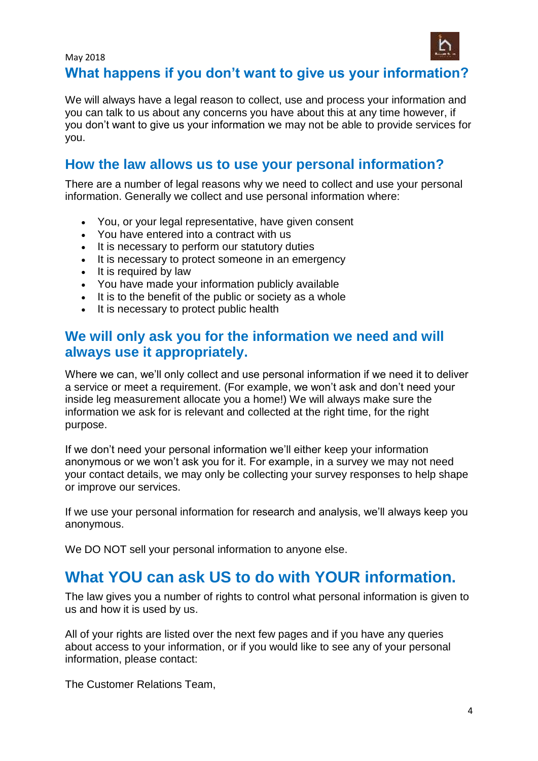## What happens if you don’t want to give us your information?

We will always have a legal reason to collect, use and process your information and you can talk to us about any concerns you have about this at any time however, if you don’t want to give us your information we may not be able to provide services for you.

## How the law allows us to use your personal information?

There are a number of legal reasons why we need to collect and use your personal information. Generally we collect and use personal information where:

- You, or your legal representative, have given consent
- You have entered into a contract with us
- It is necessary to perform our statutory duties
- It is necessary to protect someone in an emergency
- It is required by law
- You have made your information publicly available
- It is to the benefit of the public or society as a whole
- It is necessary to protect public health

## We will only ask you for the information we need and will always use it appropriately.

Where we can, we’ll only collect and use personal information if we need it to deliver a service or meet a requirement. (For example, we won’t ask and don’t need your inside leg measurement allocate you a home!) We will always make sure the information we ask for is relevant and collected at the right time, for the right purpose.

If we don’t need your personal information we’ll either keep your information anonymous or we won’t ask you for it. For example, in a survey we may not need your contact details, we may only be collecting your survey responses to help shape or improve our services.

If we use your personal information for research and analysis, we’ll always keep you anonymous.

We DO NOT sell your personal information to anyone else.

# What YOU can ask US to do with YOUR information.

The law gives you a number of rights to control what personal information is given to us and how it is used by us.

All of your rights are listed over the next few pages and if you have any queries about access to your information, or if you would like to see any of your personal information, please contact:

The Customer Relations Team,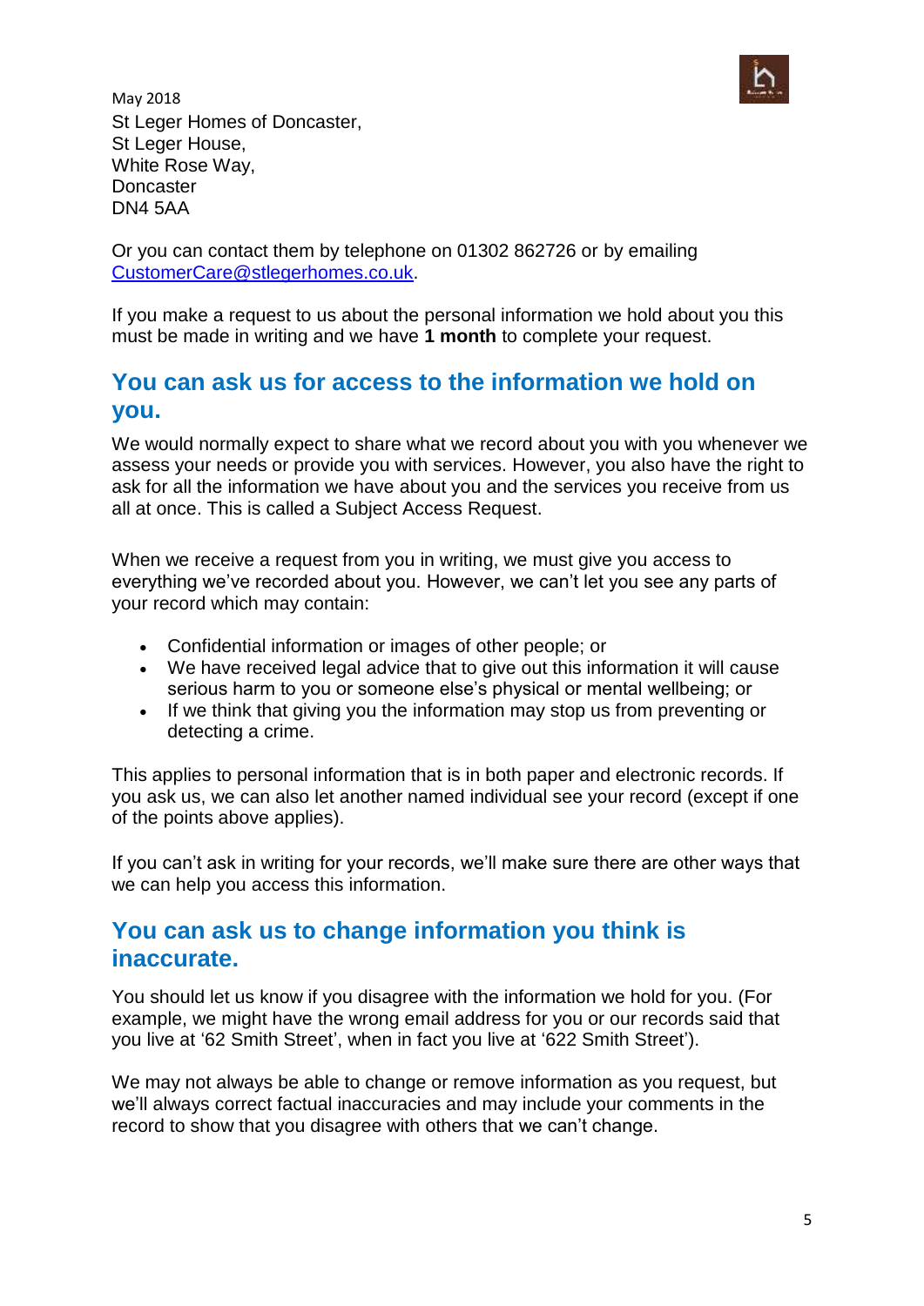May 2018

St Leger Homes of Doncaster,
St Leger House,
White Rose Way,
Doncaster
DN4 5AA

Or you can contact them by telephone on 01302 862726 or by emailing [CustomerCare@stlegerhomes.co.uk](mailto:CustomerCare@stlegerhomes.co.uk).

If you make a request to us about the personal information we hold about you this must be made in writing and we have **1 month** to complete your request.

## You can ask us for access to the information we hold on you.

We would normally expect to share what we record about you with you whenever we assess your needs or provide you with services. However, you also have the right to ask for all the information we have about you and the services you receive from us all at once. This is called a Subject Access Request.

When we receive a request from you in writing, we must give you access to everything we've recorded about you. However, we can't let you see any parts of your record which may contain:

- Confidential information or images of other people; or
- We have received legal advice that to give out this information it will cause serious harm to you or someone else's physical or mental wellbeing; or
- If we think that giving you the information may stop us from preventing or detecting a crime.

This applies to personal information that is in both paper and electronic records. If you ask us, we can also let another named individual see your record (except if one of the points above applies).

If you can't ask in writing for your records, we'll make sure there are other ways that we can help you access this information.

## You can ask us to change information you think is inaccurate.

You should let us know if you disagree with the information we hold for you. (For example, we might have the wrong email address for you or our records said that you live at '62 Smith Street', when in fact you live at '622 Smith Street').

We may not always be able to change or remove information as you request, but we'll always correct factual inaccuracies and may include your comments in the record to show that you disagree with others that we can't change.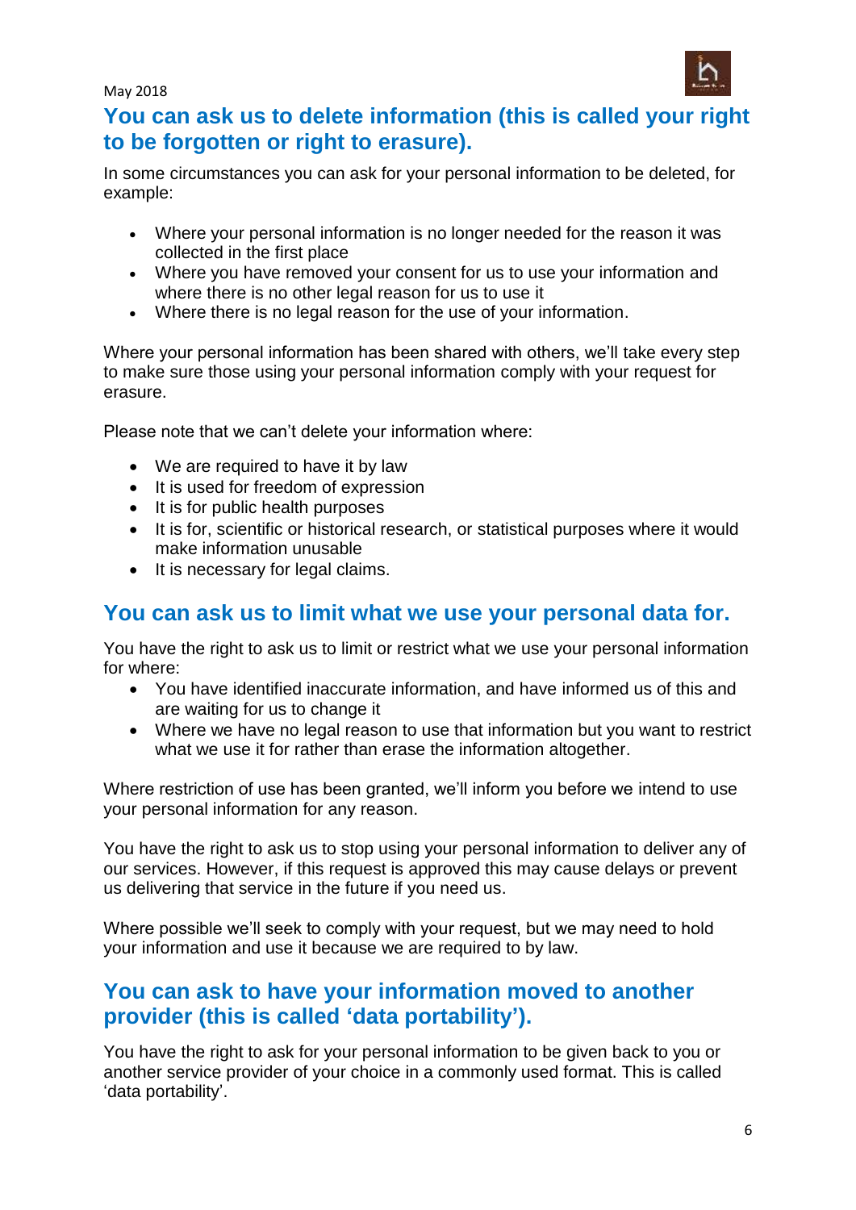## You can ask us to delete information (this is called your right to be forgotten or right to erasure).

In some circumstances you can ask for your personal information to be deleted, for example:

- Where your personal information is no longer needed for the reason it was collected in the first place
- Where you have removed your consent for us to use your information and where there is no other legal reason for us to use it
- Where there is no legal reason for the use of your information.

Where your personal information has been shared with others, we'll take every step to make sure those using your personal information comply with your request for erasure.

Please note that we can't delete your information where:

- We are required to have it by law
- It is used for freedom of expression
- It is for public health purposes
- It is for, scientific or historical research, or statistical purposes where it would make information unusable
- It is necessary for legal claims.

## You can ask us to limit what we use your personal data for.

You have the right to ask us to limit or restrict what we use your personal information for where:

- You have identified inaccurate information, and have informed us of this and are waiting for us to change it
- Where we have no legal reason to use that information but you want to restrict what we use it for rather than erase the information altogether.

Where restriction of use has been granted, we'll inform you before we intend to use your personal information for any reason.

You have the right to ask us to stop using your personal information to deliver any of our services. However, if this request is approved this may cause delays or prevent us delivering that service in the future if you need us.

Where possible we'll seek to comply with your request, but we may need to hold your information and use it because we are required to by law.

## You can ask to have your information moved to another provider (this is called 'data portability').

You have the right to ask for your personal information to be given back to you or another service provider of your choice in a commonly used format. This is called 'data portability'.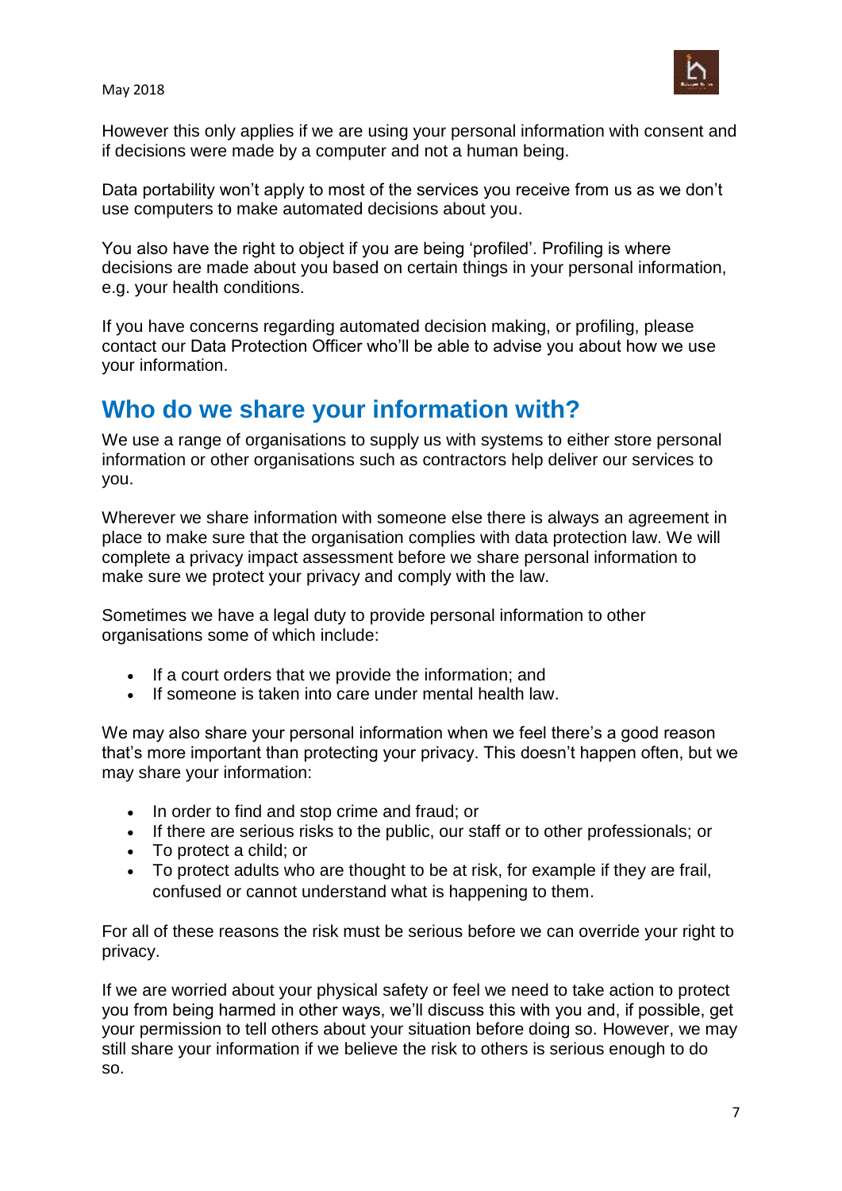However this only applies if we are using your personal information with consent and if decisions were made by a computer and not a human being.

Data portability won't apply to most of the services you receive from us as we don't use computers to make automated decisions about you.

You also have the right to object if you are being 'profiled'. Profiling is where decisions are made about you based on certain things in your personal information, e.g. your health conditions.

If you have concerns regarding automated decision making, or profiling, please contact our Data Protection Officer who'll be able to advise you about how we use your information.

## Who do we share your information with?

We use a range of organisations to supply us with systems to either store personal information or other organisations such as contractors help deliver our services to you.

Wherever we share information with someone else there is always an agreement in place to make sure that the organisation complies with data protection law. We will complete a privacy impact assessment before we share personal information to make sure we protect your privacy and comply with the law.

Sometimes we have a legal duty to provide personal information to other organisations some of which include:

- If a court orders that we provide the information; and
- If someone is taken into care under mental health law.

We may also share your personal information when we feel there's a good reason that's more important than protecting your privacy. This doesn't happen often, but we may share your information:

- In order to find and stop crime and fraud; or
- If there are serious risks to the public, our staff or to other professionals; or
- To protect a child; or
- To protect adults who are thought to be at risk, for example if they are frail, confused or cannot understand what is happening to them.

For all of these reasons the risk must be serious before we can override your right to privacy.

If we are worried about your physical safety or feel we need to take action to protect you from being harmed in other ways, we'll discuss this with you and, if possible, get your permission to tell others about your situation before doing so. However, we may still share your information if we believe the risk to others is serious enough to do so.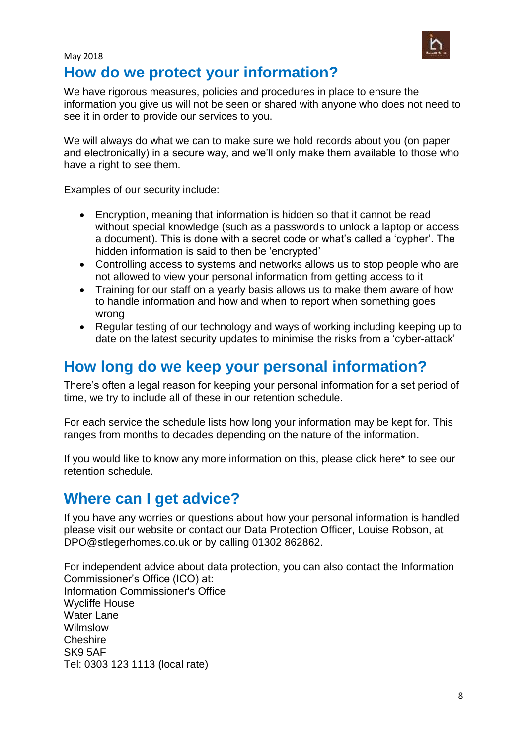May 2018

## How do we protect your information?

We have rigorous measures, policies and procedures in place to ensure the information you give us will not be seen or shared with anyone who does not need to see it in order to provide our services to you.

We will always do what we can to make sure we hold records about you (on paper and electronically) in a secure way, and we'll only make them available to those who have a right to see them.

Examples of our security include:

- Encryption, meaning that information is hidden so that it cannot be read without special knowledge (such as a passwords to unlock a laptop or access a document). This is done with a secret code or what's called a 'cypher'. The hidden information is said to then be 'encrypted'
- Controlling access to systems and networks allows us to stop people who are not allowed to view your personal information from getting access to it
- Training for our staff on a yearly basis allows us to make them aware of how to handle information and how and when to report when something goes wrong
- Regular testing of our technology and ways of working including keeping up to date on the latest security updates to minimise the risks from a 'cyber-attack'

## How long do we keep your personal information?

There's often a legal reason for keeping your personal information for a set period of time, we try to include all of these in our retention schedule.

For each service the schedule lists how long your information may be kept for. This ranges from months to decades depending on the nature of the information.

If you would like to know any more information on this, please click here* to see our retention schedule.

## Where can I get advice?

If you have any worries or questions about how your personal information is handled please visit our website or contact our Data Protection Officer, Louise Robson, at DPO@stlegerhomes.co.uk or by calling 01302 862862.

For independent advice about data protection, you can also contact the Information Commissioner's Office (ICO) at:
Information Commissioner's Office
Wycliffe House
Water Lane
Wilmslow
Cheshire
SK9 5AF
Tel: 0303 123 1113 (local rate)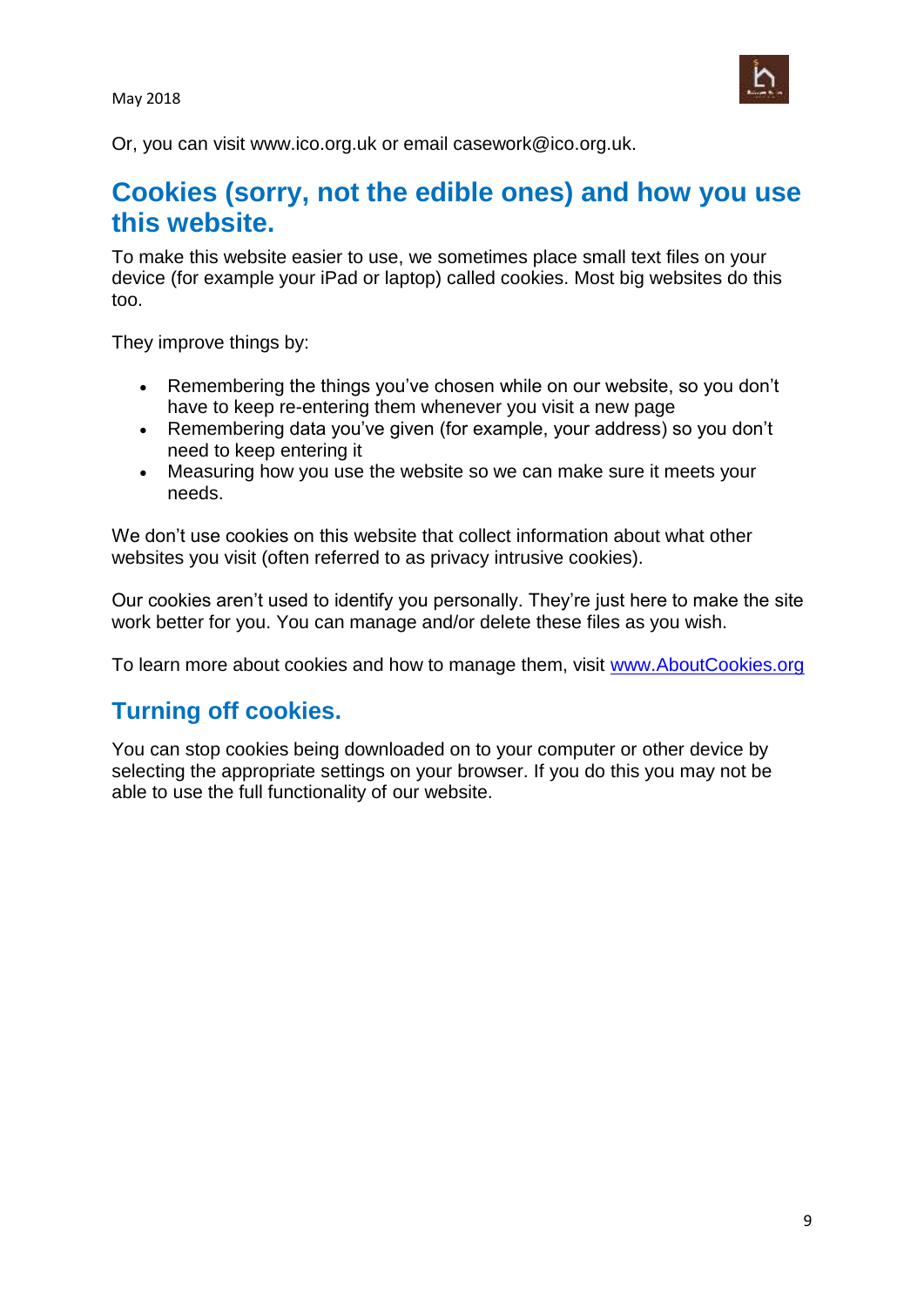Or, you can visit www.ico.org.uk or email casework@ico.org.uk.

## Cookies (sorry, not the edible ones) and how you use this website.

To make this website easier to use, we sometimes place small text files on your device (for example your iPad or laptop) called cookies. Most big websites do this too.

They improve things by:

- Remembering the things you've chosen while on our website, so you don't have to keep re-entering them whenever you visit a new page
- Remembering data you've given (for example, your address) so you don't need to keep entering it
- Measuring how you use the website so we can make sure it meets your needs.

We don't use cookies on this website that collect information about what other websites you visit (often referred to as privacy intrusive cookies).

Our cookies aren't used to identify you personally. They're just here to make the site work better for you. You can manage and/or delete these files as you wish.

To learn more about cookies and how to manage them, visit [www.AboutCookies.org](www.AboutCookies.org)

## Turning off cookies.

You can stop cookies being downloaded on to your computer or other device by selecting the appropriate settings on your browser. If you do this you may not be able to use the full functionality of our website.